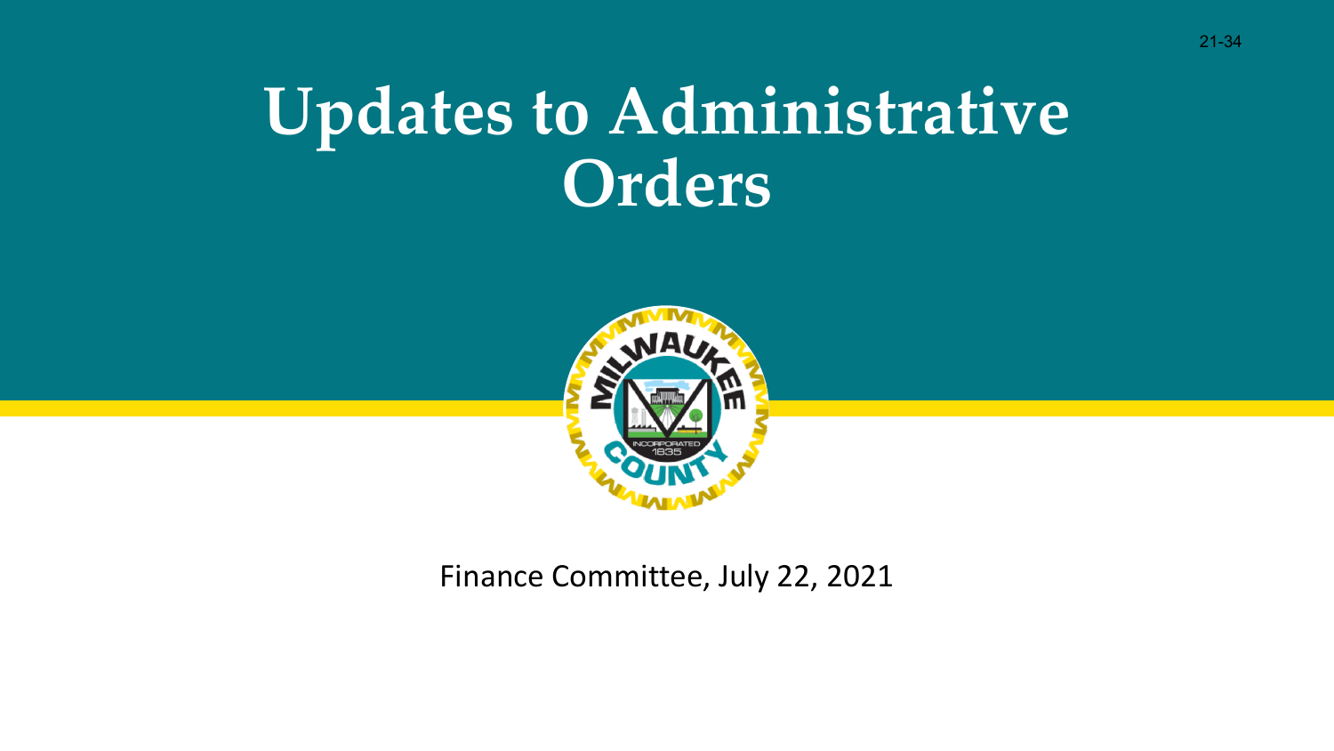21-34

# Updates to Administrative Orders

Finance Committee, July 22, 2021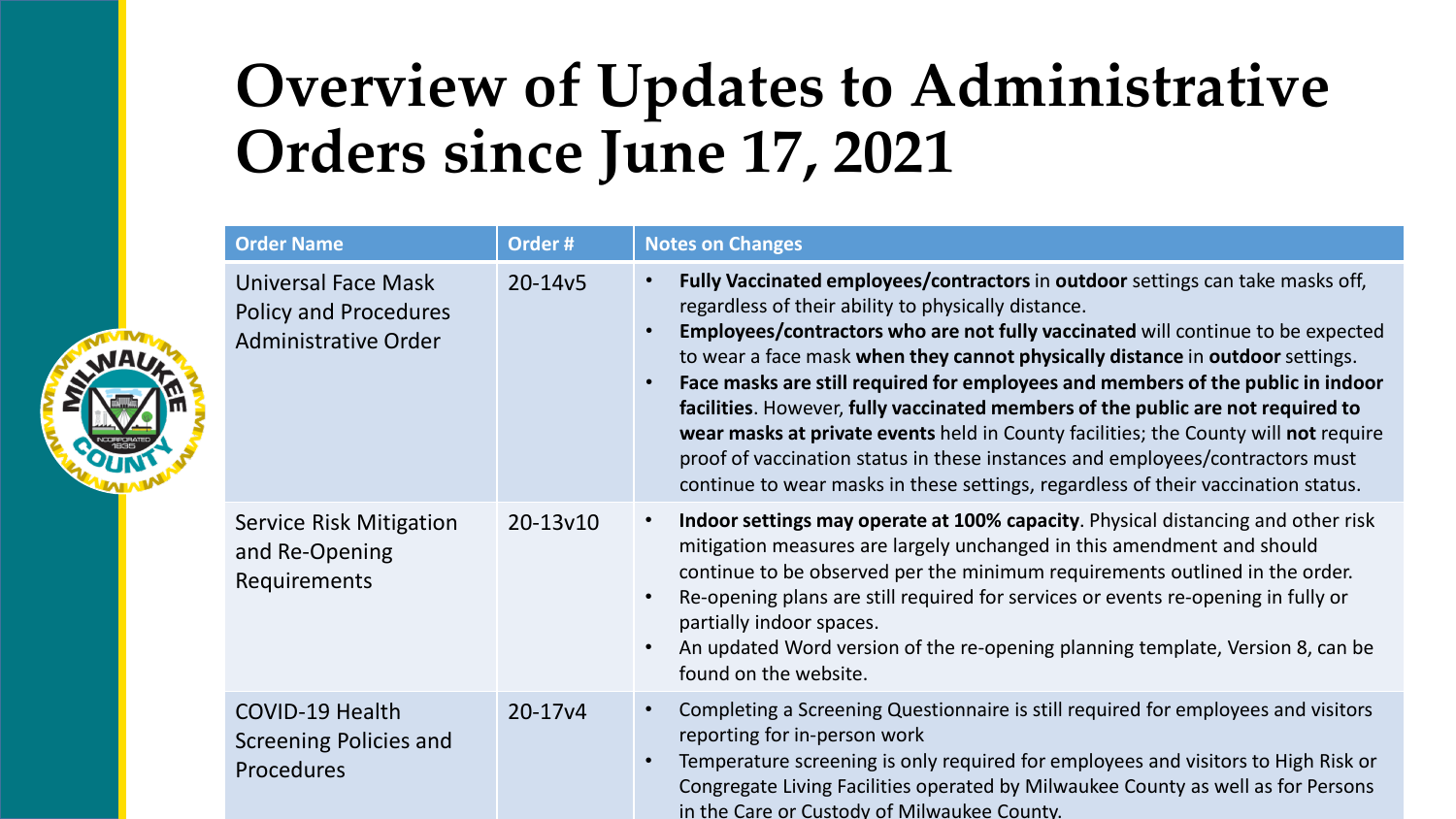# Overview of Updates to Administrative Orders since June 17, 2021

| Order Name | Order # | Notes on Changes |
|---|---|---|
| Universal Face Mask Policy and Procedures Administrative Order | 20-14v5 | • **Fully Vaccinated employees/contractors** in **outdoor** settings can take masks off, regardless of their ability to physically distance.<br>• **Employees/contractors who are not fully vaccinated** will continue to be expected to wear a face mask **when they cannot physically distance** in **outdoor** settings.<br>• **Face masks are still required for employees and members of the public in indoor facilities**. However, **fully vaccinated members of the public are not required to wear masks at private events** held in County facilities; the County will **not** require proof of vaccination status in these instances and employees/contractors must continue to wear masks in these settings, regardless of their vaccination status. |
| Service Risk Mitigation and Re-Opening Requirements | 20-13v10 | • **Indoor settings may operate at 100% capacity**. Physical distancing and other risk mitigation measures are largely unchanged in this amendment and should continue to be observed per the minimum requirements outlined in the order.<br>• Re-opening plans are still required for services or events re-opening in fully or partially indoor spaces.<br>• An updated Word version of the re-opening planning template, Version 8, can be found on the website. |
| COVID-19 Health Screening Policies and Procedures | 20-17v4 | • Completing a Screening Questionnaire is still required for employees and visitors reporting for in-person work<br>• Temperature screening is only required for employees and visitors to High Risk or Congregate Living Facilities operated by Milwaukee County as well as for Persons in the Care or Custody of Milwaukee County. |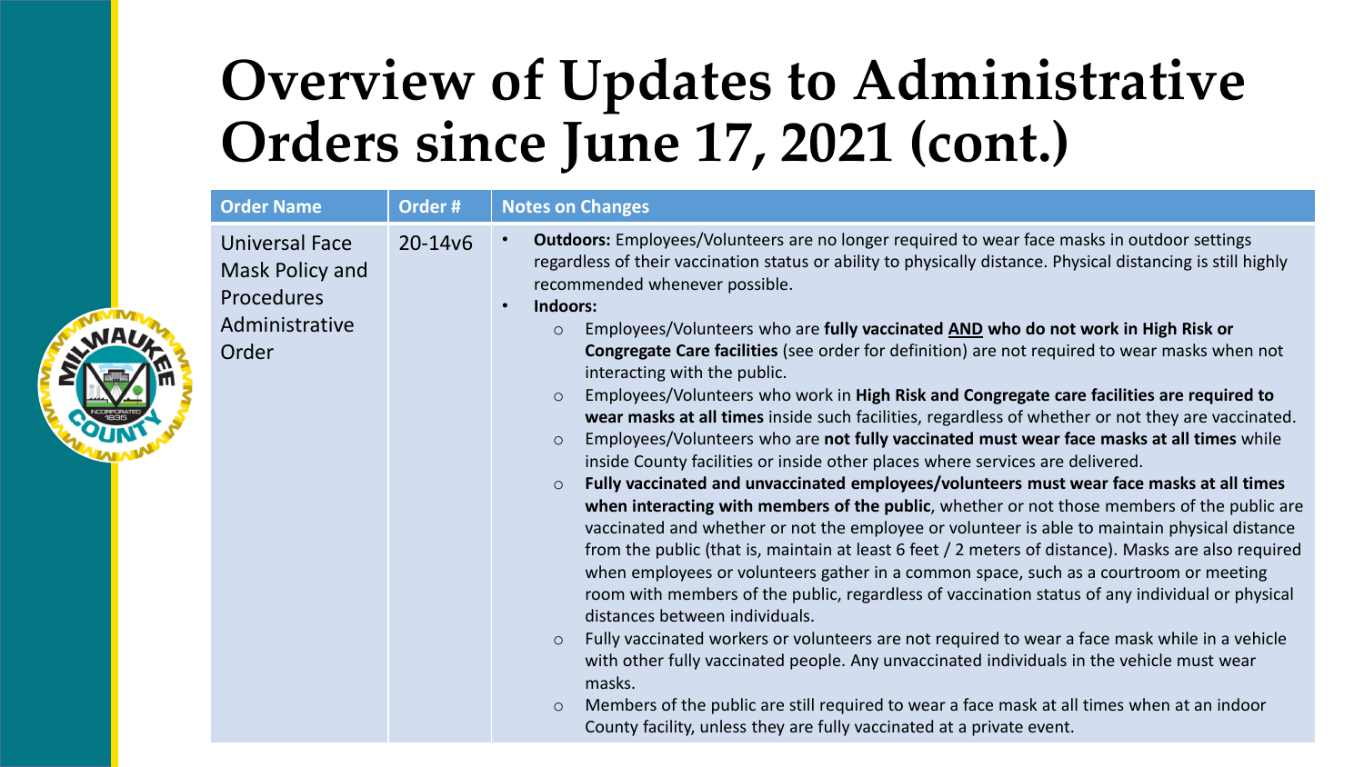# Overview of Updates to Administrative Orders since June 17, 2021 (cont.)

| Order Name | Order # | Notes on Changes |
| --- | --- | --- |
| Universal Face Mask Policy and Procedures Administrative Order | 20-14v6 | • **Outdoors:** Employees/Volunteers are no longer required to wear face masks in outdoor settings regardless of their vaccination status or ability to physically distance. Physical distancing is still highly recommended whenever possible.<br>• **Indoors:**<br>○ Employees/Volunteers who are **fully vaccinated <u>AND</u> who do not work in High Risk or Congregate Care facilities** (see order for definition) are not required to wear masks when not interacting with the public.<br>○ Employees/Volunteers who work in **High Risk and Congregate care facilities are required to wear masks at all times** inside such facilities, regardless of whether or not they are vaccinated.<br>○ Employees/Volunteers who are **not fully vaccinated must wear face masks at all times** while inside County facilities or inside other places where services are delivered.<br>○ **Fully vaccinated and unvaccinated employees/volunteers must wear face masks at all times when interacting with members of the public**, whether or not those members of the public are vaccinated and whether or not the employee or volunteer is able to maintain physical distance from the public (that is, maintain at least 6 feet / 2 meters of distance). Masks are also required when employees or volunteers gather in a common space, such as a courtroom or meeting room with members of the public, regardless of vaccination status of any individual or physical distances between individuals.<br>○ Fully vaccinated workers or volunteers are not required to wear a face mask while in a vehicle with other fully vaccinated people. Any unvaccinated individuals in the vehicle must wear masks.<br>○ Members of the public are still required to wear a face mask at all times when at an indoor County facility, unless they are fully vaccinated at a private event. |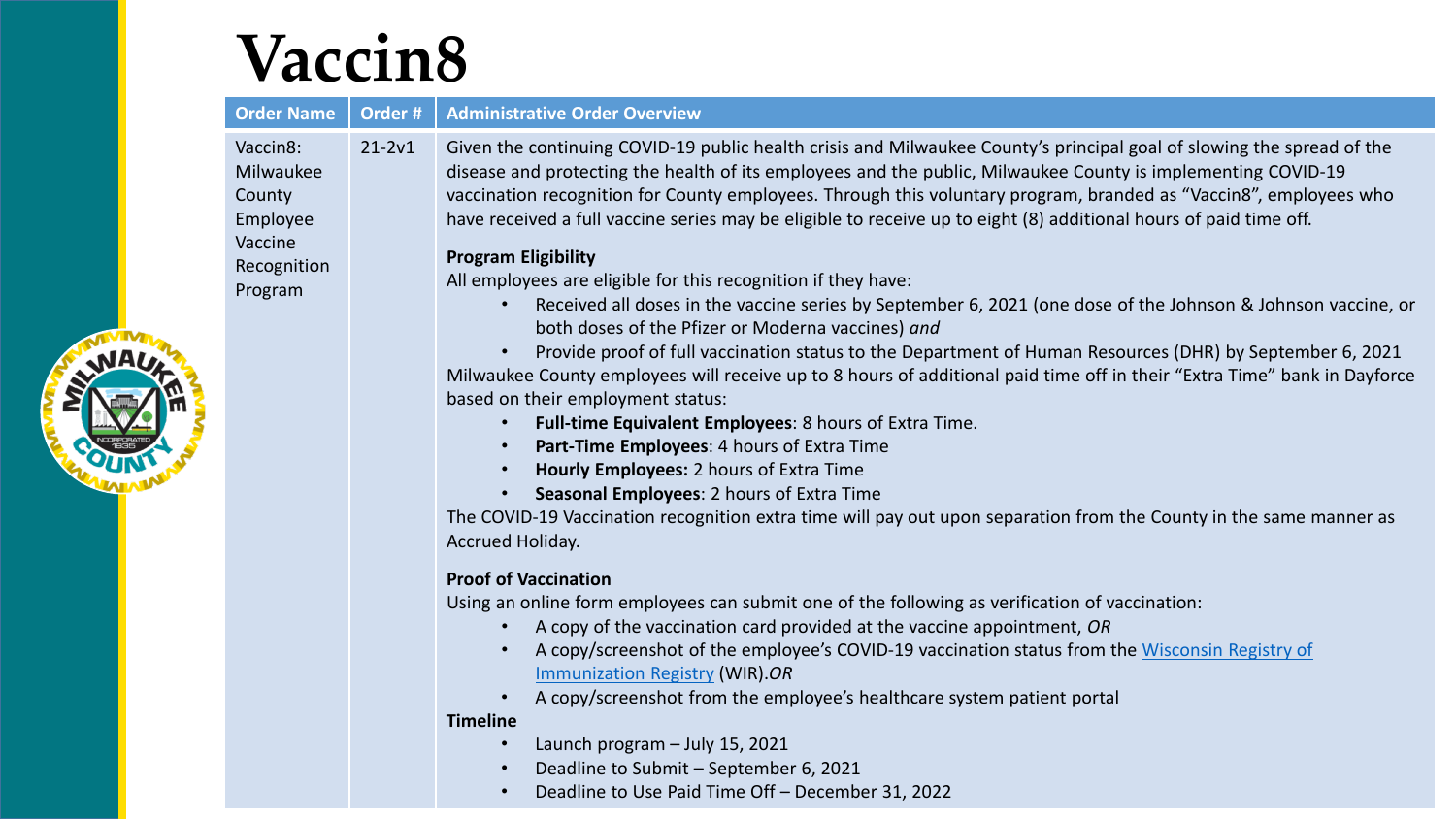# Vaccin8

| Order Name | Order # | Administrative Order Overview |
|---|---|---|
| Vaccin8: Milwaukee County Employee Vaccine Recognition Program | 21-2v1 | Given the continuing COVID-19 public health crisis and Milwaukee County's principal goal of slowing the spread of the disease and protecting the health of its employees and the public, Milwaukee County is implementing COVID-19 vaccination recognition for County employees. Through this voluntary program, branded as "Vaccin8", employees who have received a full vaccine series may be eligible to receive up to eight (8) additional hours of paid time off.<br><br>**Program Eligibility**<br>All employees are eligible for this recognition if they have:<br>• Received all doses in the vaccine series by September 6, 2021 (one dose of the Johnson & Johnson vaccine, or both doses of the Pfizer or Moderna vaccines) *and*<br>• Provide proof of full vaccination status to the Department of Human Resources (DHR) by September 6, 2021<br>Milwaukee County employees will receive up to 8 hours of additional paid time off in their "Extra Time" bank in Dayforce based on their employment status:<br>• **Full-time Equivalent Employees**: 8 hours of Extra Time.<br>• **Part-Time Employees**: 4 hours of Extra Time<br>• **Hourly Employees:** 2 hours of Extra Time<br>• **Seasonal Employees**: 2 hours of Extra Time<br>The COVID-19 Vaccination recognition extra time will pay out upon separation from the County in the same manner as Accrued Holiday.<br><br>**Proof of Vaccination**<br>Using an online form employees can submit one of the following as verification of vaccination:<br>• A copy of the vaccination card provided at the vaccine appointment, *OR*<br>• A copy/screenshot of the employee's COVID-19 vaccination status from the Wisconsin Registry of Immunization Registry (WIR).*OR*<br>• A copy/screenshot from the employee's healthcare system patient portal<br>**Timeline**<br>• Launch program – July 15, 2021<br>• Deadline to Submit – September 6, 2021<br>• Deadline to Use Paid Time Off – December 31, 2022 |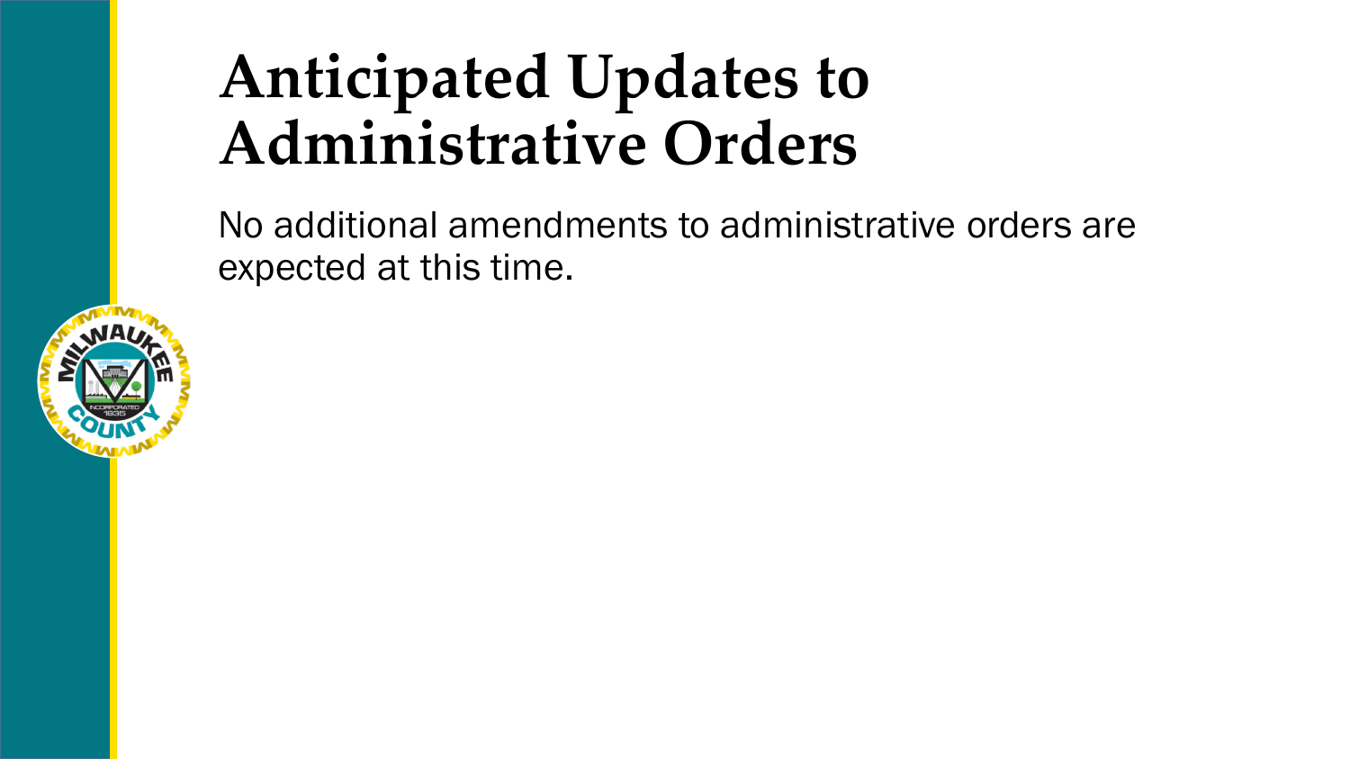# Anticipated Updates to Administrative Orders

No additional amendments to administrative orders are expected at this time.